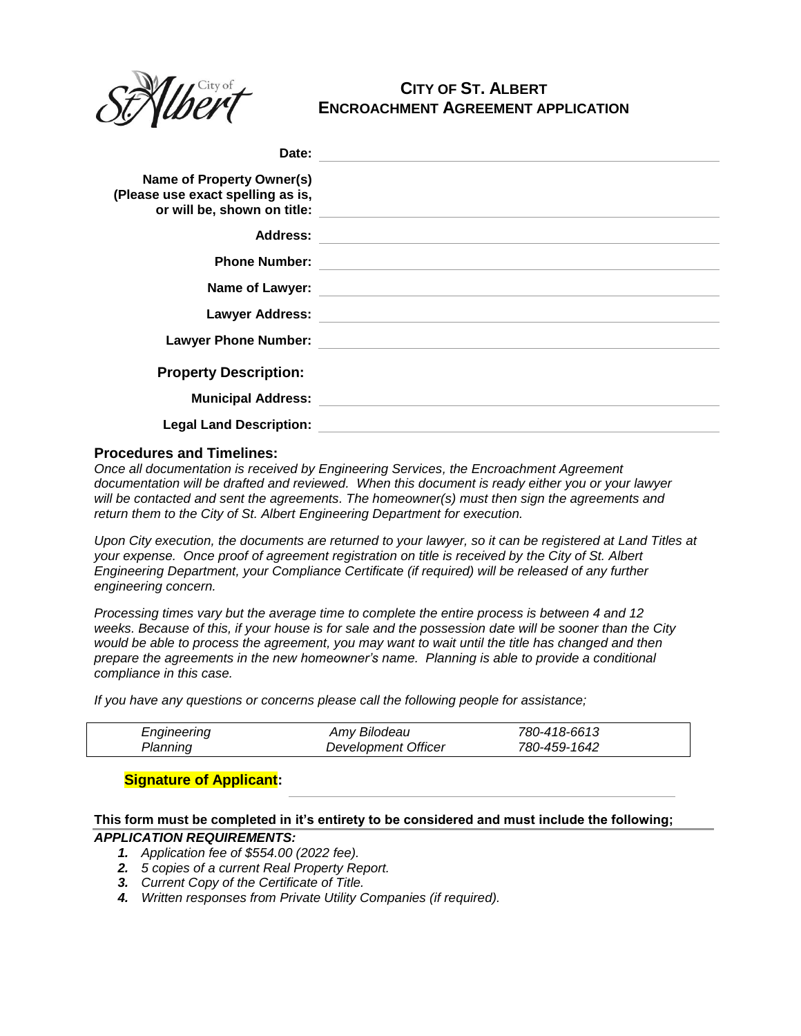# CITY OF ST. ALBERT
## ENCROACHMENT AGREEMENT APPLICATION

**Date:** ______________________________

**Name of Property Owner(s) (Please use exact spelling as is, or will be, shown on title:** ______________________________

**Address:** ______________________________

**Phone Number:** ______________________________

**Name of Lawyer:** ______________________________

**Lawyer Address:** ______________________________

**Lawyer Phone Number:** ______________________________

**Property Description:**

**Municipal Address:** ______________________________

**Legal Land Description:** ______________________________

### Procedures and Timelines:

*Once all documentation is received by Engineering Services, the Encroachment Agreement documentation will be drafted and reviewed. When this document is ready either you or your lawyer will be contacted and sent the agreements. The homeowner(s) must then sign the agreements and return them to the City of St. Albert Engineering Department for execution.*

*Upon City execution, the documents are returned to your lawyer, so it can be registered at Land Titles at your expense. Once proof of agreement registration on title is received by the City of St. Albert Engineering Department, your Compliance Certificate (if required) will be released of any further engineering concern.*

*Processing times vary but the average time to complete the entire process is between 4 and 12 weeks. Because of this, if your house is for sale and the possession date will be sooner than the City would be able to process the agreement, you may want to wait until the title has changed and then prepare the agreements in the new homeowner's name. Planning is able to provide a conditional compliance in this case.*

*If you have any questions or concerns please call the following people for assistance;*

| | | |
|---|---|---|
| *Engineering* | *Amy Bilodeau* | *780-418-6613* |
| *Planning* | *Development Officer* | *780-459-1642* |

**Signature of Applicant:** ______________________________

**This form must be completed in it's entirety to be considered and must include the following;**

***APPLICATION REQUIREMENTS:***

1. *Application fee of $554.00 (2022 fee).*
2. *5 copies of a current Real Property Report.*
3. *Current Copy of the Certificate of Title.*
4. *Written responses from Private Utility Companies (if required).*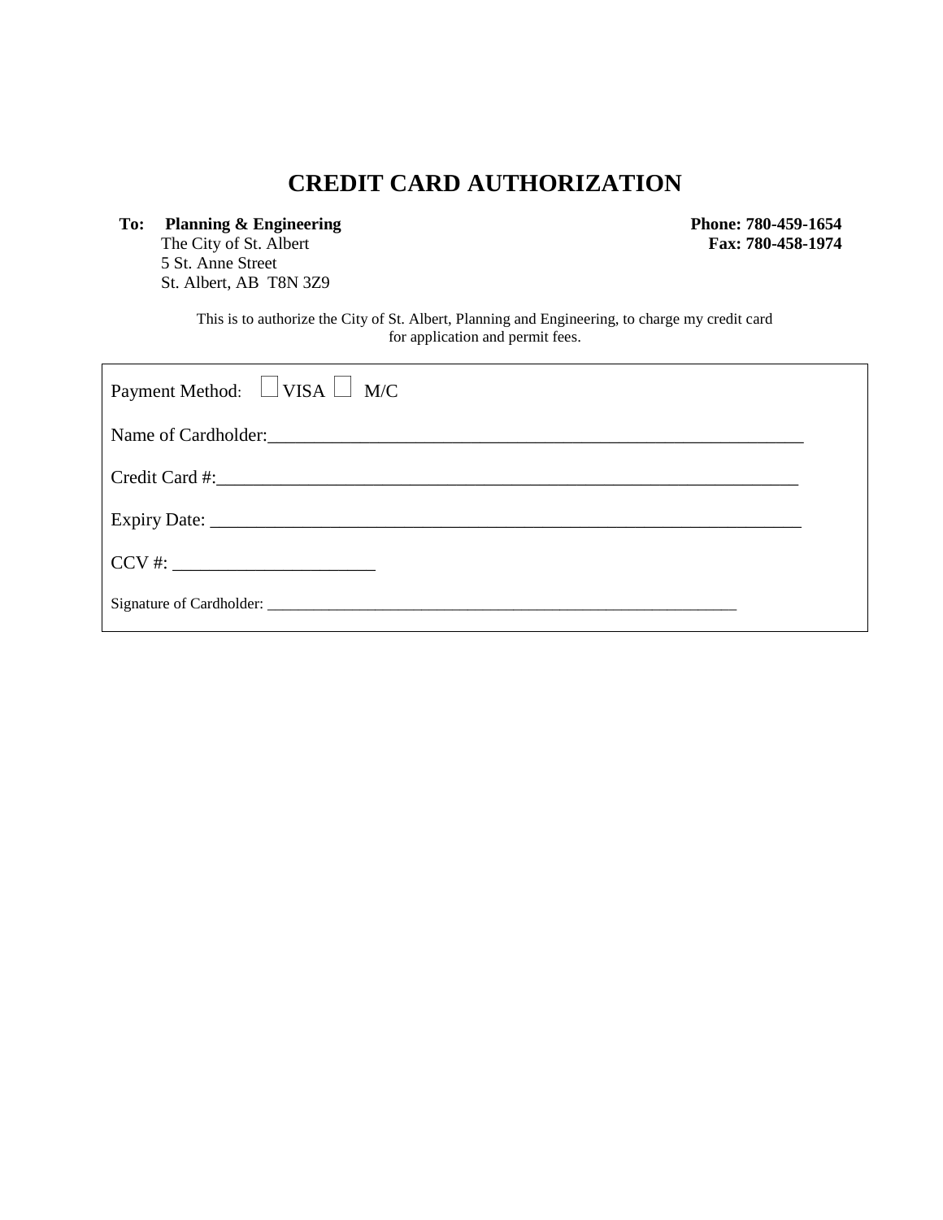# CREDIT CARD AUTHORIZATION

**To: Planning & Engineering**
The City of St. Albert
5 St. Anne Street
St. Albert, AB T8N 3Z9

**Phone: 780-459-1654**
**Fax: 780-458-1974**

This is to authorize the City of St. Albert, Planning and Engineering, to charge my credit card for application and permit fees.

Payment Method: ☐ VISA ☐ M/C

Name of Cardholder:_____________________________________________________________

Credit Card #:_________________________________________________________________

Expiry Date: __________________________________________________________________

CCV #: ______________________

Signature of Cardholder: _________________________________________________________________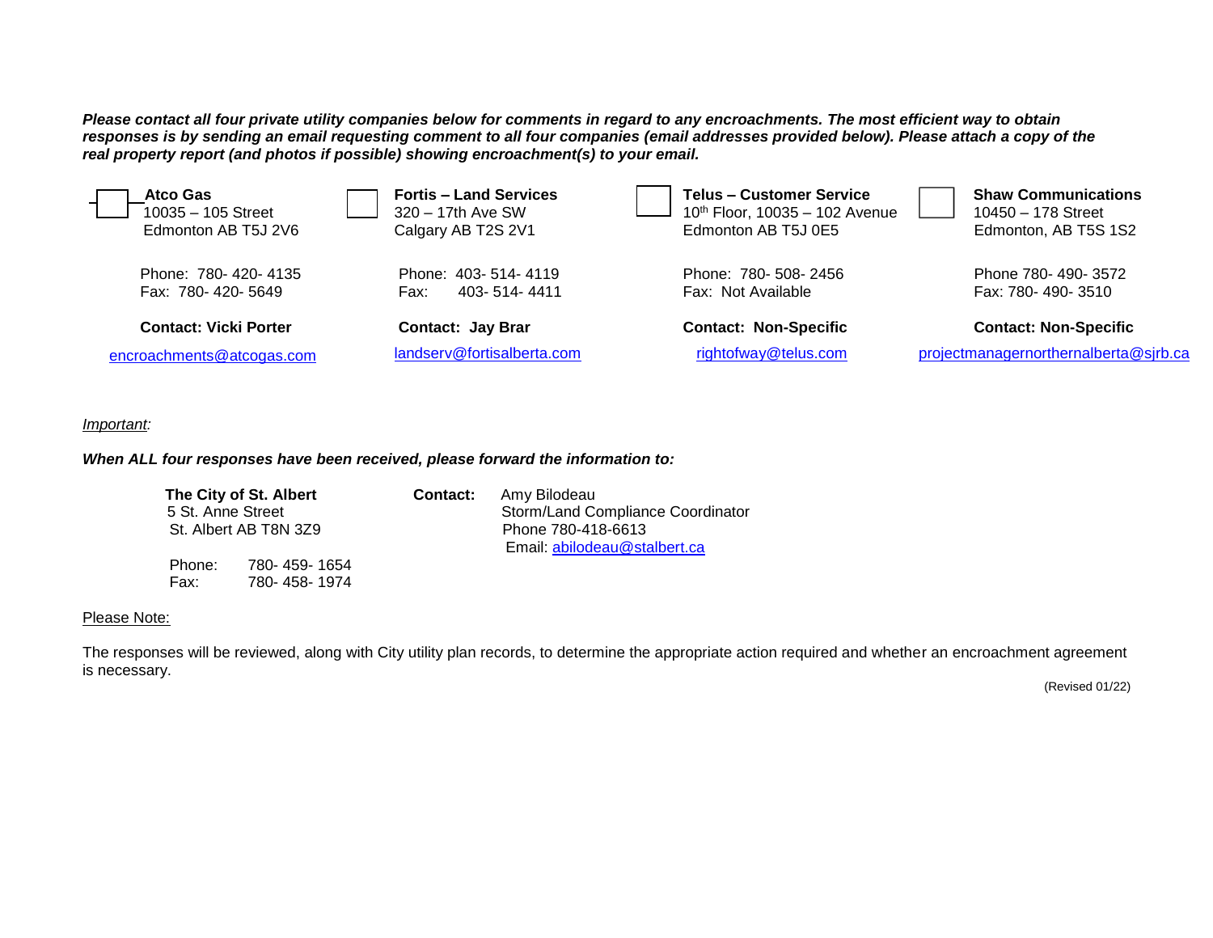***Please contact all four private utility companies below for comments in regard to any encroachments. The most efficient way to obtain responses is by sending an email requesting comment to all four companies (email addresses provided below). Please attach a copy of the real property report (and photos if possible) showing encroachment(s) to your email.***

| | | | |
|---|---|---|---|
| ☐ **Atco Gas**<br>10035 – 105 Street<br>Edmonton AB T5J 2V6 | ☐ **Fortis – Land Services**<br>320 – 17th Ave SW<br>Calgary AB T2S 2V1 | ☐ **Telus – Customer Service**<br>10th Floor, 10035 – 102 Avenue<br>Edmonton AB T5J 0E5 | ☐ **Shaw Communications**<br>10450 – 178 Street<br>Edmonton, AB T5S 1S2 |
| Phone: 780- 420- 4135<br>Fax: 780- 420- 5649 | Phone: 403- 514- 4119<br>Fax: 403- 514- 4411 | Phone: 780- 508- 2456<br>Fax: Not Available | Phone 780- 490- 3572<br>Fax: 780- 490- 3510 |
| **Contact: Vicki Porter** | **Contact: Jay Brar** | **Contact: Non-Specific** | **Contact: Non-Specific** |
| encroachments@atcogas.com | landserv@fortisalberta.com | rightofway@telus.com | projectmanagernorthernalberta@sjrb.ca |

*Important:*

***When ALL four responses have been received, please forward the information to:***

**The City of St. Albert**
5 St. Anne Street
St. Albert AB T8N 3Z9

Phone: 780- 459- 1654
Fax: 780- 458- 1974

**Contact:** Amy Bilodeau
Storm/Land Compliance Coordinator
Phone 780-418-6613
Email: abilodeau@stalbert.ca

Please Note:

The responses will be reviewed, along with City utility plan records, to determine the appropriate action required and whether an encroachment agreement is necessary.

(Revised 01/22)